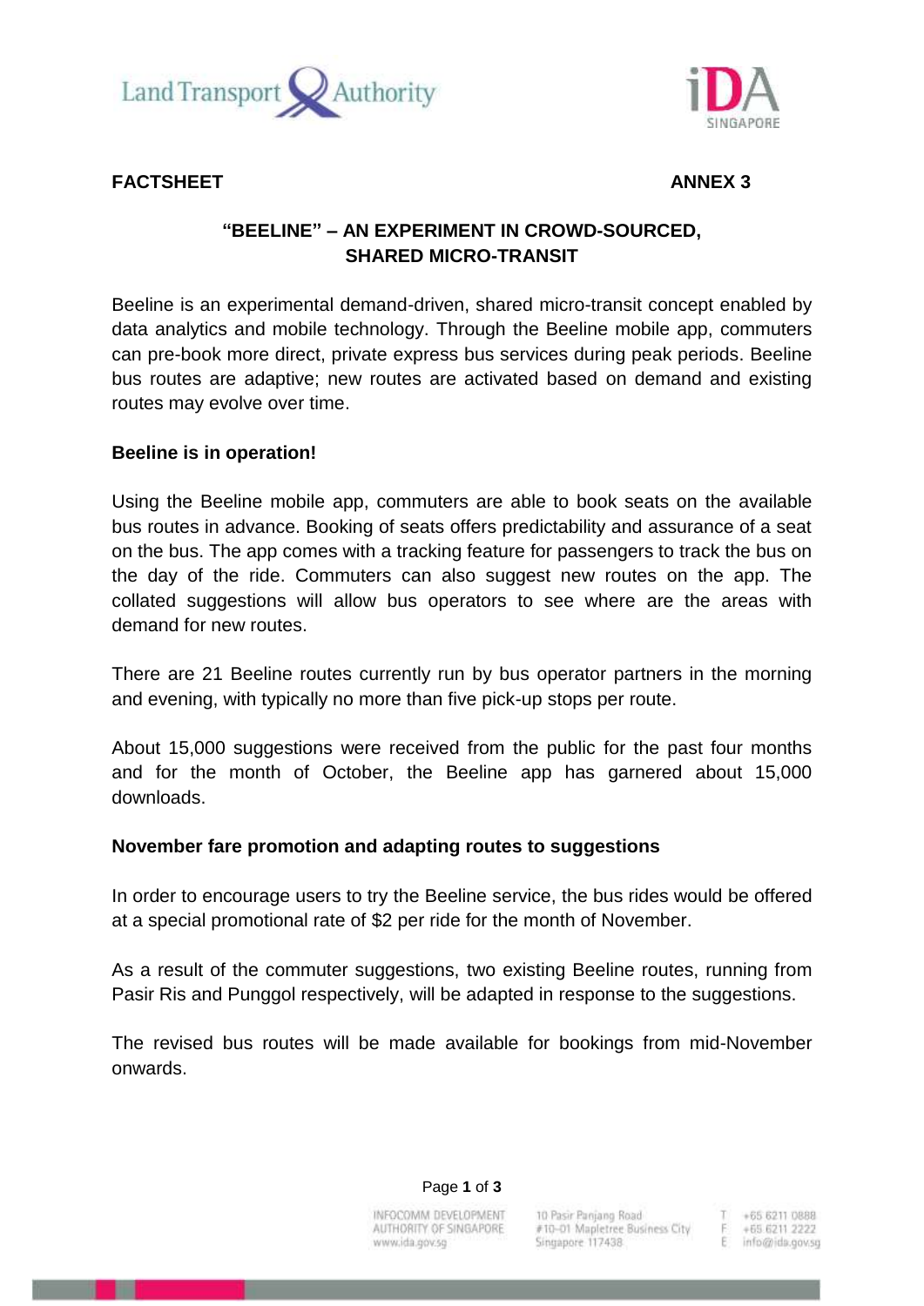**FACTSHEET** **ANNEX 3**

# "BEELINE" – AN EXPERIMENT IN CROWD-SOURCED, SHARED MICRO-TRANSIT

Beeline is an experimental demand-driven, shared micro-transit concept enabled by data analytics and mobile technology. Through the Beeline mobile app, commuters can pre-book more direct, private express bus services during peak periods. Beeline bus routes are adaptive; new routes are activated based on demand and existing routes may evolve over time.

## Beeline is in operation!

Using the Beeline mobile app, commuters are able to book seats on the available bus routes in advance. Booking of seats offers predictability and assurance of a seat on the bus. The app comes with a tracking feature for passengers to track the bus on the day of the ride. Commuters can also suggest new routes on the app. The collated suggestions will allow bus operators to see where are the areas with demand for new routes.

There are 21 Beeline routes currently run by bus operator partners in the morning and evening, with typically no more than five pick-up stops per route.

About 15,000 suggestions were received from the public for the past four months and for the month of October, the Beeline app has garnered about 15,000 downloads.

## November fare promotion and adapting routes to suggestions

In order to encourage users to try the Beeline service, the bus rides would be offered at a special promotional rate of $2 per ride for the month of November.

As a result of the commuter suggestions, two existing Beeline routes, running from Pasir Ris and Punggol respectively, will be adapted in response to the suggestions.

The revised bus routes will be made available for bookings from mid-November onwards.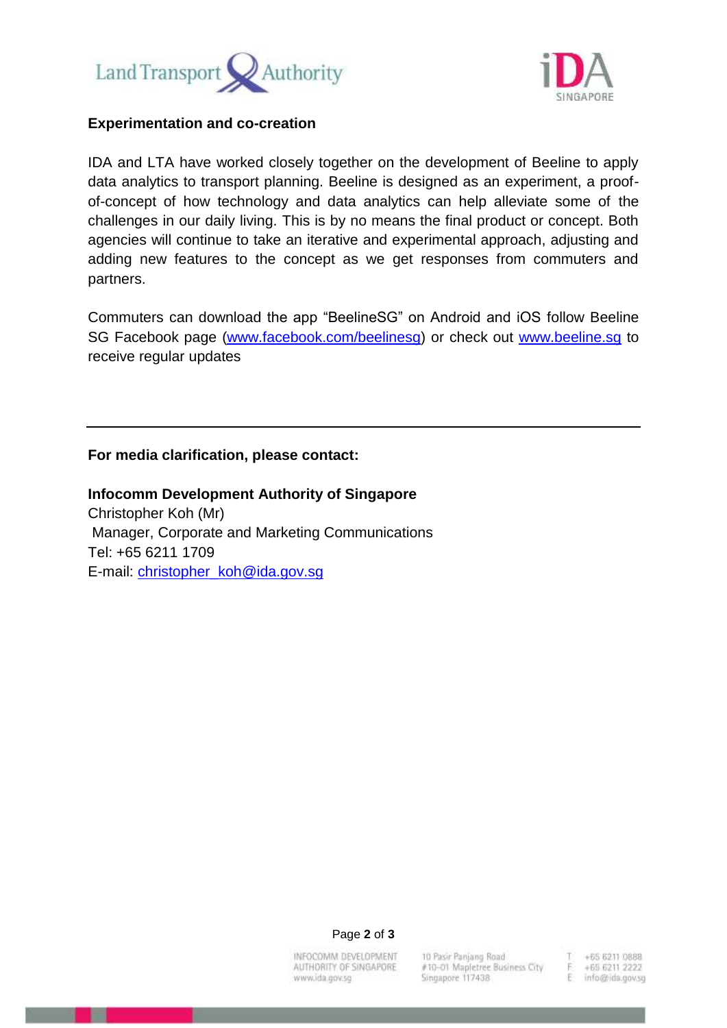**Experimentation and co-creation**

IDA and LTA have worked closely together on the development of Beeline to apply data analytics to transport planning. Beeline is designed as an experiment, a proof-of-concept of how technology and data analytics can help alleviate some of the challenges in our daily living. This is by no means the final product or concept. Both agencies will continue to take an iterative and experimental approach, adjusting and adding new features to the concept as we get responses from commuters and partners.

Commuters can download the app "BeelineSG" on Android and iOS follow Beeline SG Facebook page (www.facebook.com/beelinesg) or check out www.beeline.sg to receive regular updates

---

**For media clarification, please contact:**

**Infocomm Development Authority of Singapore**
Christopher Koh (Mr)
Manager, Corporate and Marketing Communications
Tel: +65 6211 1709
E-mail: christopher_koh@ida.gov.sg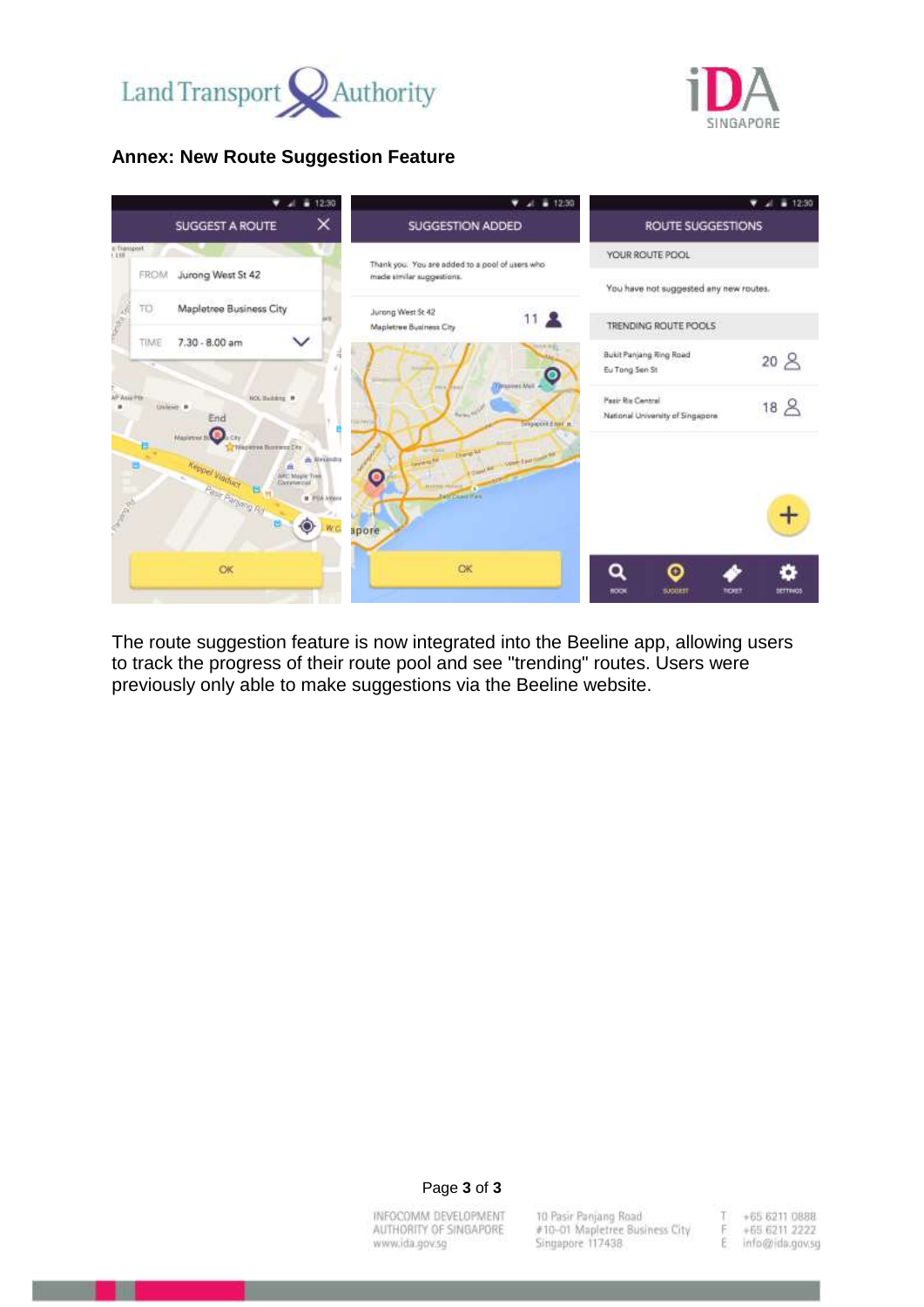## Annex: New Route Suggestion Feature

The route suggestion feature is now integrated into the Beeline app, allowing users to track the progress of their route pool and see "trending" routes. Users were previously only able to make suggestions via the Beeline website.